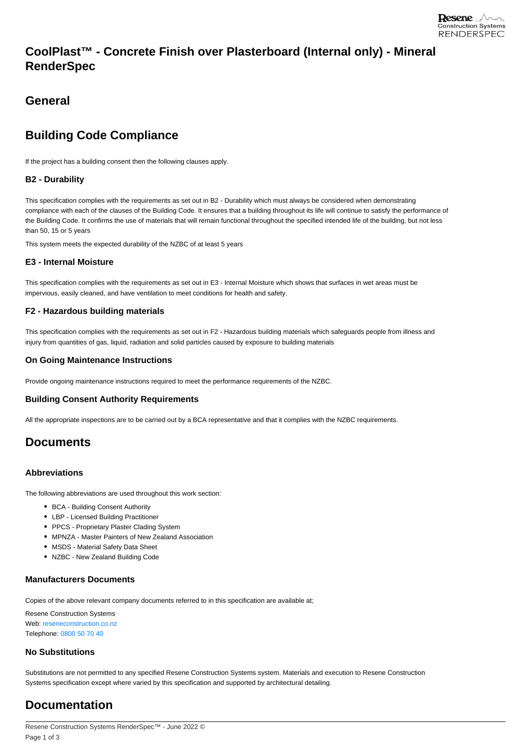# CoolPlast™ - Concrete Finish over Plasterboard (Internal only) - Mineral RenderSpec

## General

## Building Code Compliance

If the project has a building consent then the following clauses apply.

### B2 - Durability

This specification complies with the requirements as set out in B2 - Durability which must always be considered when demonstrating compliance with each of the clauses of the Building Code. It ensures that a building throughout its life will continue to satisfy the performance of the Building Code. It confirms the use of materials that will remain functional throughout the specified intended life of the building, but not less than 50, 15 or 5 years

This system meets the expected durability of the NZBC of at least 5 years

### E3 - Internal Moisture

This specification complies with the requirements as set out in E3 - Internal Moisture which shows that surfaces in wet areas must be impervious, easily cleaned, and have ventilation to meet conditions for health and safety.

### F2 - Hazardous building materials

This specification complies with the requirements as set out in F2 - Hazardous building materials which safeguards people from illness and injury from quantities of gas, liquid, radiation and solid particles caused by exposure to building materials

### On Going Maintenance Instructions

Provide ongoing maintenance instructions required to meet the performance requirements of the NZBC.

### Building Consent Authority Requirements

All the appropriate inspections are to be carried out by a BCA representative and that it complies with the NZBC requirements.

## Documents

### Abbreviations

The following abbreviations are used throughout this work section:

- BCA - Building Consent Authority
- LBP - Licensed Building Practitioner
- PPCS - Proprietary Plaster Cladding System
- MPNZA - Master Painters of New Zealand Association
- MSDS - Material Safety Data Sheet
- NZBC - New Zealand Building Code

### Manufacturers Documents

Copies of the above relevant company documents referred to in this specification are available at;

Resene Construction Systems
Web: reseneconstruction.co.nz
Telephone: 0800 50 70 40

### No Substitutions

Substitutions are not permitted to any specified Resene Construction Systems system. Materials and execution to Resene Construction Systems specification except where varied by this specification and supported by architectural detailing.

## Documentation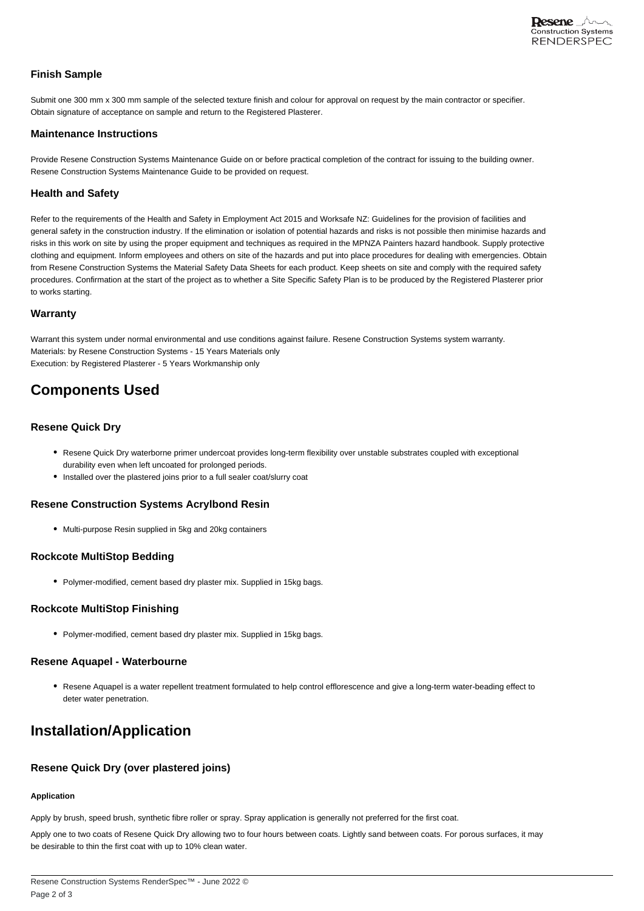### Finish Sample

Submit one 300 mm x 300 mm sample of the selected texture finish and colour for approval on request by the main contractor or specifier. Obtain signature of acceptance on sample and return to the Registered Plasterer.

### Maintenance Instructions

Provide Resene Construction Systems Maintenance Guide on or before practical completion of the contract for issuing to the building owner. Resene Construction Systems Maintenance Guide to be provided on request.

### Health and Safety

Refer to the requirements of the Health and Safety in Employment Act 2015 and Worksafe NZ: Guidelines for the provision of facilities and general safety in the construction industry. If the elimination or isolation of potential hazards and risks is not possible then minimise hazards and risks in this work on site by using the proper equipment and techniques as required in the MPNZA Painters hazard handbook. Supply protective clothing and equipment. Inform employees and others on site of the hazards and put into place procedures for dealing with emergencies. Obtain from Resene Construction Systems the Material Safety Data Sheets for each product. Keep sheets on site and comply with the required safety procedures. Confirmation at the start of the project as to whether a Site Specific Safety Plan is to be produced by the Registered Plasterer prior to works starting.

### Warranty

Warrant this system under normal environmental and use conditions against failure. Resene Construction Systems system warranty.
Materials: by Resene Construction Systems - 15 Years Materials only
Execution: by Registered Plasterer - 5 Years Workmanship only

## Components Used

### Resene Quick Dry

- Resene Quick Dry waterborne primer undercoat provides long-term flexibility over unstable substrates coupled with exceptional durability even when left uncoated for prolonged periods.
- Installed over the plastered joins prior to a full sealer coat/slurry coat

### Resene Construction Systems Acrylbond Resin

- Multi-purpose Resin supplied in 5kg and 20kg containers

### Rockcote MultiStop Bedding

- Polymer-modified, cement based dry plaster mix. Supplied in 15kg bags.

### Rockcote MultiStop Finishing

- Polymer-modified, cement based dry plaster mix. Supplied in 15kg bags.

### Resene Aquapel - Waterbourne

- Resene Aquapel is a water repellent treatment formulated to help control efflorescence and give a long-term water-beading effect to deter water penetration.

## Installation/Application

### Resene Quick Dry (over plastered joins)

#### Application

Apply by brush, speed brush, synthetic fibre roller or spray. Spray application is generally not preferred for the first coat.

Apply one to two coats of Resene Quick Dry allowing two to four hours between coats. Lightly sand between coats. For porous surfaces, it may be desirable to thin the first coat with up to 10% clean water.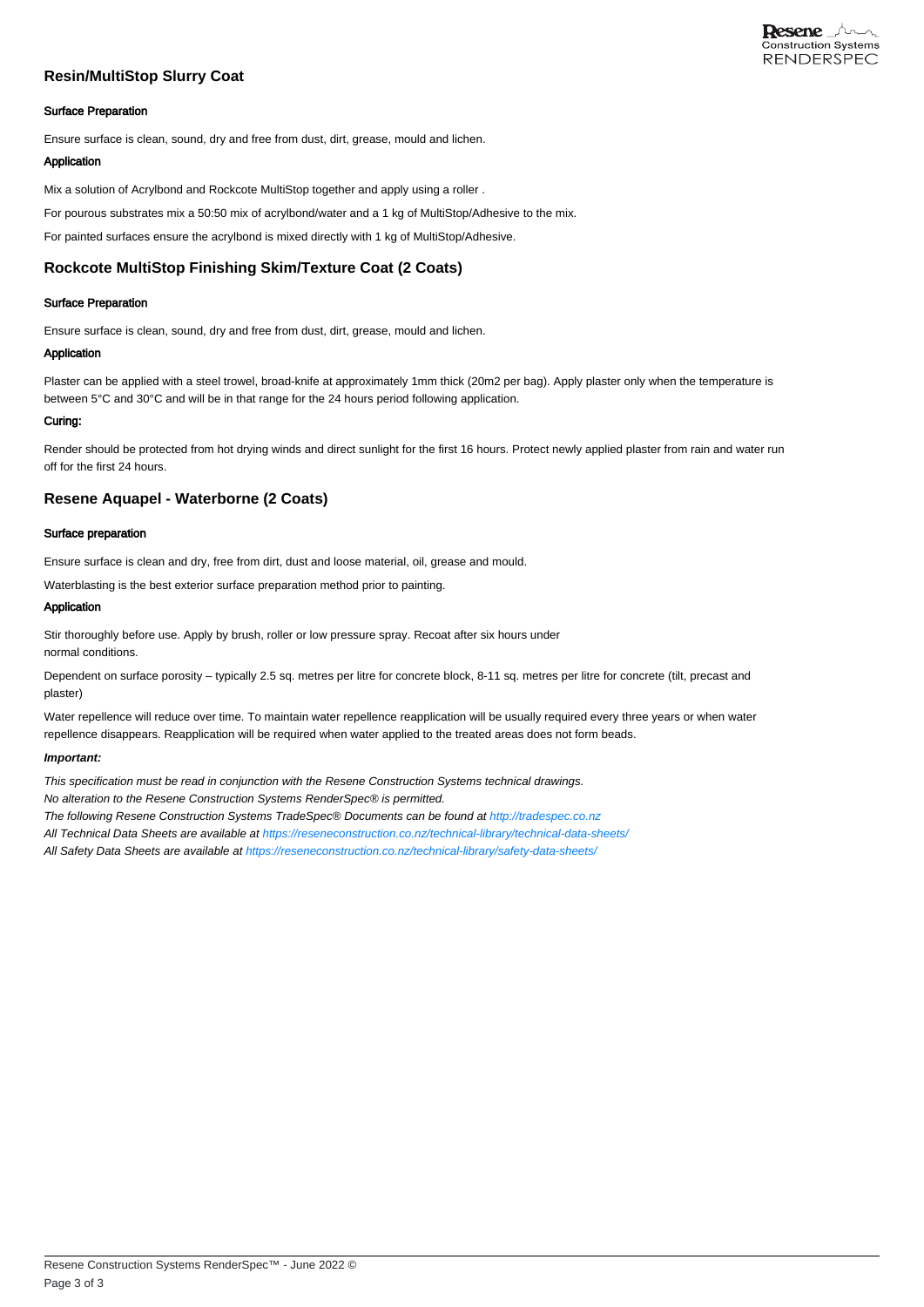## Resin/MultiStop Slurry Coat

#### Surface Preparation

Ensure surface is clean, sound, dry and free from dust, dirt, grease, mould and lichen.

#### Application

Mix a solution of Acrylbond and Rockcote MultiStop together and apply using a roller .

For pourous substrates mix a 50:50 mix of acrylbond/water and a 1 kg of MultiStop/Adhesive to the mix.

For painted surfaces ensure the acrylbond is mixed directly with 1 kg of MultiStop/Adhesive.

## Rockcote MultiStop Finishing Skim/Texture Coat (2 Coats)

#### Surface Preparation

Ensure surface is clean, sound, dry and free from dust, dirt, grease, mould and lichen.

#### Application

Plaster can be applied with a steel trowel, broad-knife at approximately 1mm thick (20m2 per bag). Apply plaster only when the temperature is between 5°C and 30°C and will be in that range for the 24 hours period following application.

#### Curing:

Render should be protected from hot drying winds and direct sunlight for the first 16 hours. Protect newly applied plaster from rain and water run off for the first 24 hours.

## Resene Aquapel - Waterborne (2 Coats)

#### Surface preparation

Ensure surface is clean and dry, free from dirt, dust and loose material, oil, grease and mould.

Waterblasting is the best exterior surface preparation method prior to painting.

#### Application

Stir thoroughly before use. Apply by brush, roller or low pressure spray. Recoat after six hours under normal conditions.

Dependent on surface porosity – typically 2.5 sq. metres per litre for concrete block, 8-11 sq. metres per litre for concrete (tilt, precast and plaster)

Water repellence will reduce over time. To maintain water repellence reapplication will be usually required every three years or when water repellence disappears. Reapplication will be required when water applied to the treated areas does not form beads.

***Important:***

*This specification must be read in conjunction with the Resene Construction Systems technical drawings.*
*No alteration to the Resene Construction Systems RenderSpec® is permitted.*
*The following Resene Construction Systems TradeSpec® Documents can be found at http://tradespec.co.nz*
*All Technical Data Sheets are available at https://reseneconstruction.co.nz/technical-library/technical-data-sheets/*
*All Safety Data Sheets are available at https://reseneconstruction.co.nz/technical-library/safety-data-sheets/*